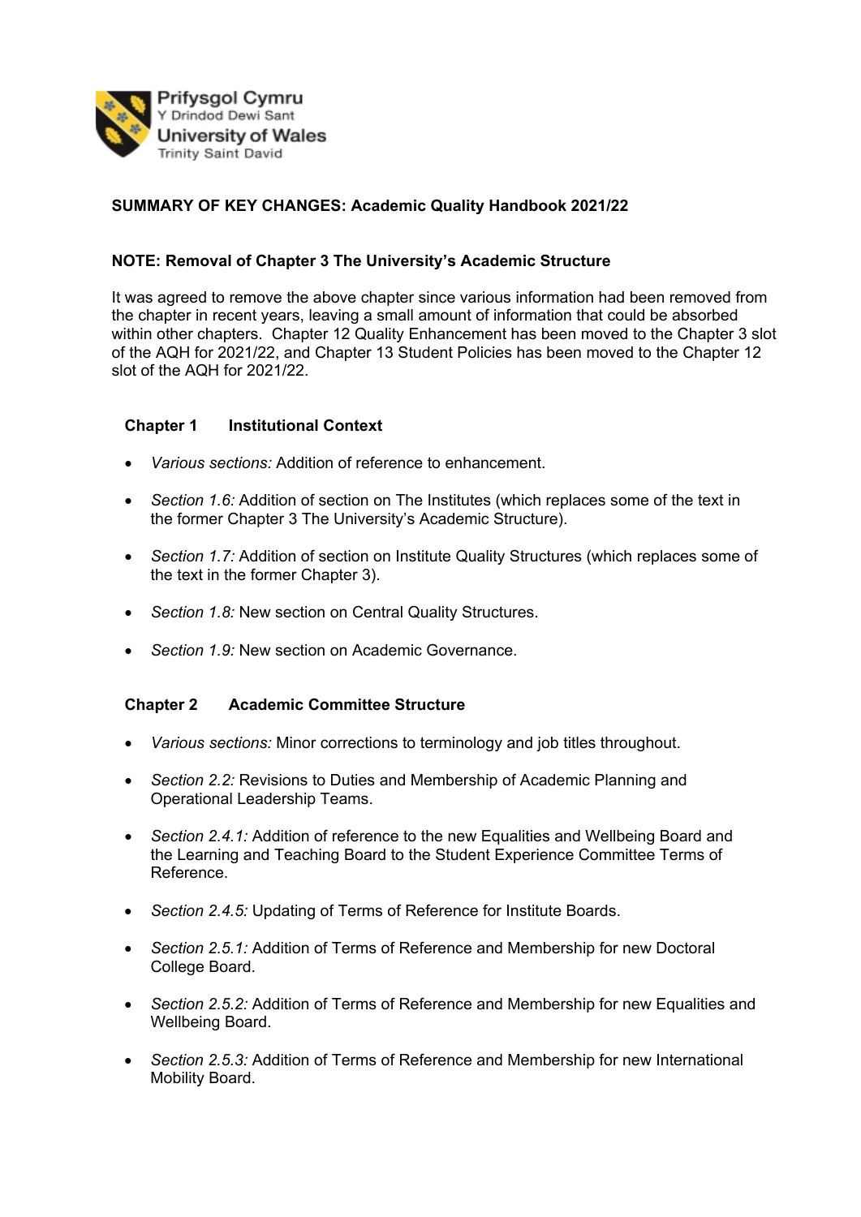Prifysgol Cymru
Y Drindod Dewi Sant
University of Wales
Trinity Saint David

## SUMMARY OF KEY CHANGES: Academic Quality Handbook 2021/22

### NOTE: Removal of Chapter 3 The University's Academic Structure

It was agreed to remove the above chapter since various information had been removed from the chapter in recent years, leaving a small amount of information that could be absorbed within other chapters. Chapter 12 Quality Enhancement has been moved to the Chapter 3 slot of the AQH for 2021/22, and Chapter 13 Student Policies has been moved to the Chapter 12 slot of the AQH for 2021/22.

### Chapter 1 Institutional Context

- *Various sections:* Addition of reference to enhancement.
- *Section 1.6:* Addition of section on The Institutes (which replaces some of the text in the former Chapter 3 The University's Academic Structure).
- *Section 1.7:* Addition of section on Institute Quality Structures (which replaces some of the text in the former Chapter 3).
- *Section 1.8:* New section on Central Quality Structures.
- *Section 1.9:* New section on Academic Governance.

### Chapter 2 Academic Committee Structure

- *Various sections:* Minor corrections to terminology and job titles throughout.
- *Section 2.2:* Revisions to Duties and Membership of Academic Planning and Operational Leadership Teams.
- *Section 2.4.1:* Addition of reference to the new Equalities and Wellbeing Board and the Learning and Teaching Board to the Student Experience Committee Terms of Reference.
- *Section 2.4.5:* Updating of Terms of Reference for Institute Boards.
- *Section 2.5.1:* Addition of Terms of Reference and Membership for new Doctoral College Board.
- *Section 2.5.2:* Addition of Terms of Reference and Membership for new Equalities and Wellbeing Board.
- *Section 2.5.3:* Addition of Terms of Reference and Membership for new International Mobility Board.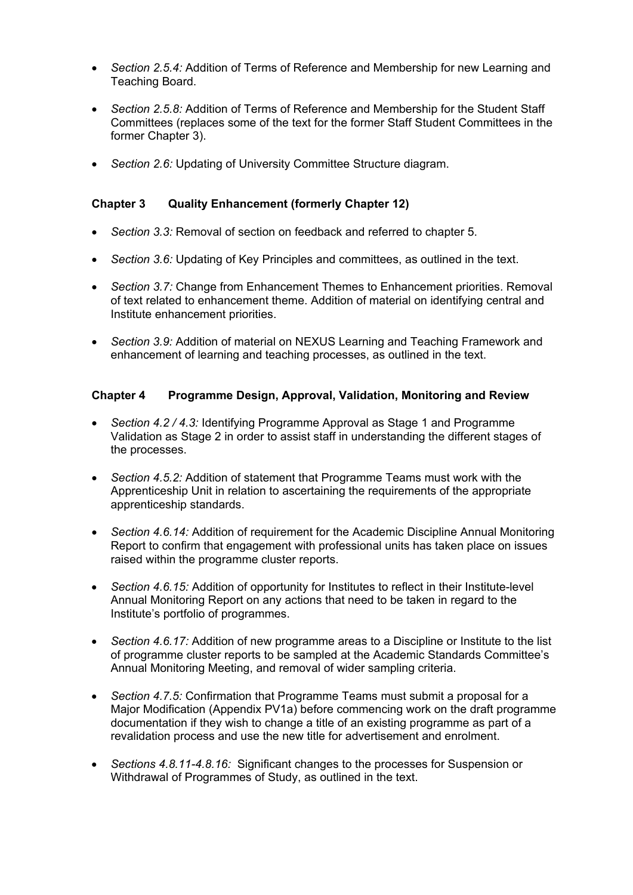- *Section 2.5.4:* Addition of Terms of Reference and Membership for new Learning and Teaching Board.

- *Section 2.5.8:* Addition of Terms of Reference and Membership for the Student Staff Committees (replaces some of the text for the former Staff Student Committees in the former Chapter 3).

- *Section 2.6:* Updating of University Committee Structure diagram.

### Chapter 3 Quality Enhancement (formerly Chapter 12)

- *Section 3.3:* Removal of section on feedback and referred to chapter 5.

- *Section 3.6:* Updating of Key Principles and committees, as outlined in the text.

- *Section 3.7:* Change from Enhancement Themes to Enhancement priorities. Removal of text related to enhancement theme. Addition of material on identifying central and Institute enhancement priorities.

- *Section 3.9:* Addition of material on NEXUS Learning and Teaching Framework and enhancement of learning and teaching processes, as outlined in the text.

### Chapter 4 Programme Design, Approval, Validation, Monitoring and Review

- *Section 4.2 / 4.3:* Identifying Programme Approval as Stage 1 and Programme Validation as Stage 2 in order to assist staff in understanding the different stages of the processes.

- *Section 4.5.2:* Addition of statement that Programme Teams must work with the Apprenticeship Unit in relation to ascertaining the requirements of the appropriate apprenticeship standards.

- *Section 4.6.14:* Addition of requirement for the Academic Discipline Annual Monitoring Report to confirm that engagement with professional units has taken place on issues raised within the programme cluster reports.

- *Section 4.6.15:* Addition of opportunity for Institutes to reflect in their Institute-level Annual Monitoring Report on any actions that need to be taken in regard to the Institute's portfolio of programmes.

- *Section 4.6.17:* Addition of new programme areas to a Discipline or Institute to the list of programme cluster reports to be sampled at the Academic Standards Committee's Annual Monitoring Meeting, and removal of wider sampling criteria.

- *Section 4.7.5:* Confirmation that Programme Teams must submit a proposal for a Major Modification (Appendix PV1a) before commencing work on the draft programme documentation if they wish to change a title of an existing programme as part of a revalidation process and use the new title for advertisement and enrolment.

- *Sections 4.8.11-4.8.16:* Significant changes to the processes for Suspension or Withdrawal of Programmes of Study, as outlined in the text.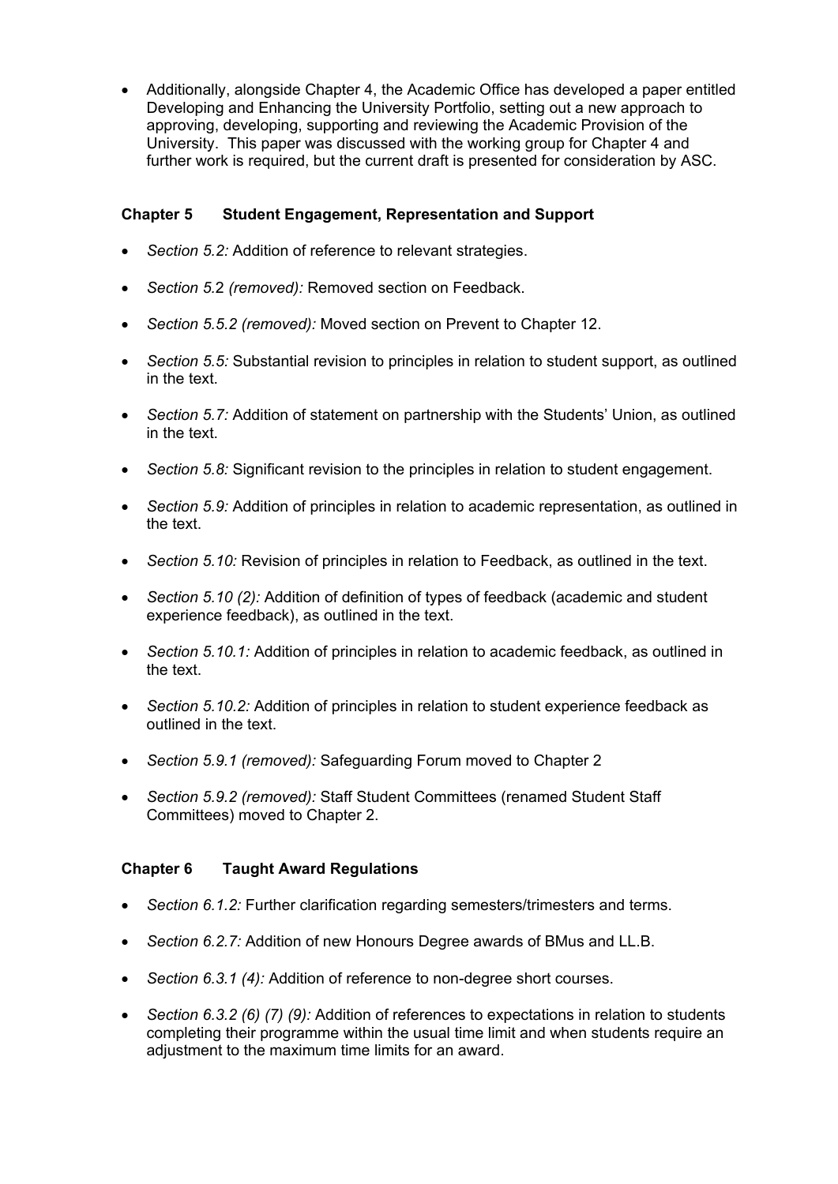- Additionally, alongside Chapter 4, the Academic Office has developed a paper entitled Developing and Enhancing the University Portfolio, setting out a new approach to approving, developing, supporting and reviewing the Academic Provision of the University. This paper was discussed with the working group for Chapter 4 and further work is required, but the current draft is presented for consideration by ASC.

### Chapter 5 Student Engagement, Representation and Support

- *Section 5.2:* Addition of reference to relevant strategies.
- *Section 5.2 (removed):* Removed section on Feedback.
- *Section 5.5.2 (removed):* Moved section on Prevent to Chapter 12.
- *Section 5.5:* Substantial revision to principles in relation to student support, as outlined in the text.
- *Section 5.7:* Addition of statement on partnership with the Students' Union, as outlined in the text.
- *Section 5.8:* Significant revision to the principles in relation to student engagement.
- *Section 5.9:* Addition of principles in relation to academic representation, as outlined in the text.
- *Section 5.10:* Revision of principles in relation to Feedback, as outlined in the text.
- *Section 5.10 (2):* Addition of definition of types of feedback (academic and student experience feedback), as outlined in the text.
- *Section 5.10.1:* Addition of principles in relation to academic feedback, as outlined in the text.
- *Section 5.10.2:* Addition of principles in relation to student experience feedback as outlined in the text.
- *Section 5.9.1 (removed):* Safeguarding Forum moved to Chapter 2
- *Section 5.9.2 (removed):* Staff Student Committees (renamed Student Staff Committees) moved to Chapter 2.

### Chapter 6 Taught Award Regulations

- *Section 6.1.2:* Further clarification regarding semesters/trimesters and terms.
- *Section 6.2.7:* Addition of new Honours Degree awards of BMus and LL.B.
- *Section 6.3.1 (4):* Addition of reference to non-degree short courses.
- *Section 6.3.2 (6) (7) (9):* Addition of references to expectations in relation to students completing their programme within the usual time limit and when students require an adjustment to the maximum time limits for an award.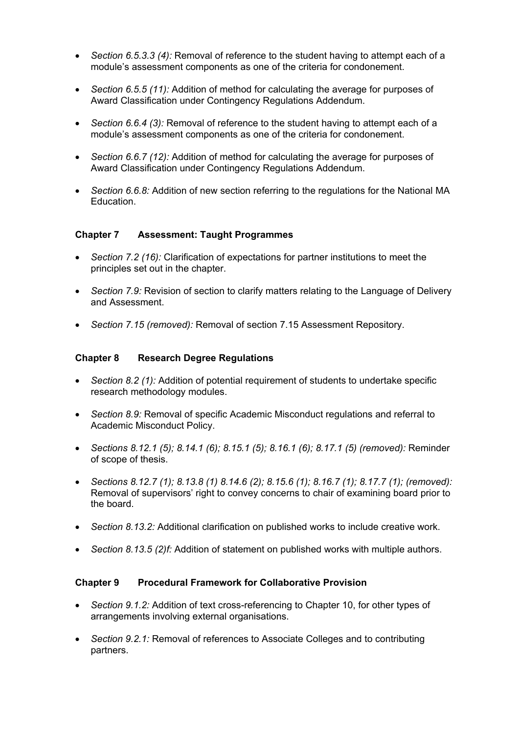- *Section 6.5.3.3 (4):* Removal of reference to the student having to attempt each of a module's assessment components as one of the criteria for condonement.
- *Section 6.5.5 (11):* Addition of method for calculating the average for purposes of Award Classification under Contingency Regulations Addendum.
- *Section 6.6.4 (3):* Removal of reference to the student having to attempt each of a module's assessment components as one of the criteria for condonement.
- *Section 6.6.7 (12):* Addition of method for calculating the average for purposes of Award Classification under Contingency Regulations Addendum.
- *Section 6.6.8:* Addition of new section referring to the regulations for the National MA Education.

### Chapter 7 Assessment: Taught Programmes

- *Section 7.2 (16):* Clarification of expectations for partner institutions to meet the principles set out in the chapter.
- *Section 7.9:* Revision of section to clarify matters relating to the Language of Delivery and Assessment.
- *Section 7.15 (removed):* Removal of section 7.15 Assessment Repository.

### Chapter 8 Research Degree Regulations

- *Section 8.2 (1):* Addition of potential requirement of students to undertake specific research methodology modules.
- *Section 8.9:* Removal of specific Academic Misconduct regulations and referral to Academic Misconduct Policy.
- *Sections 8.12.1 (5); 8.14.1 (6); 8.15.1 (5); 8.16.1 (6); 8.17.1 (5) (removed):* Reminder of scope of thesis.
- *Sections 8.12.7 (1); 8.13.8 (1) 8.14.6 (2); 8.15.6 (1); 8.16.7 (1); 8.17.7 (1); (removed):* Removal of supervisors' right to convey concerns to chair of examining board prior to the board.
- *Section 8.13.2:* Additional clarification on published works to include creative work.
- *Section 8.13.5 (2)f:* Addition of statement on published works with multiple authors.

### Chapter 9 Procedural Framework for Collaborative Provision

- *Section 9.1.2:* Addition of text cross-referencing to Chapter 10, for other types of arrangements involving external organisations.
- *Section 9.2.1:* Removal of references to Associate Colleges and to contributing partners.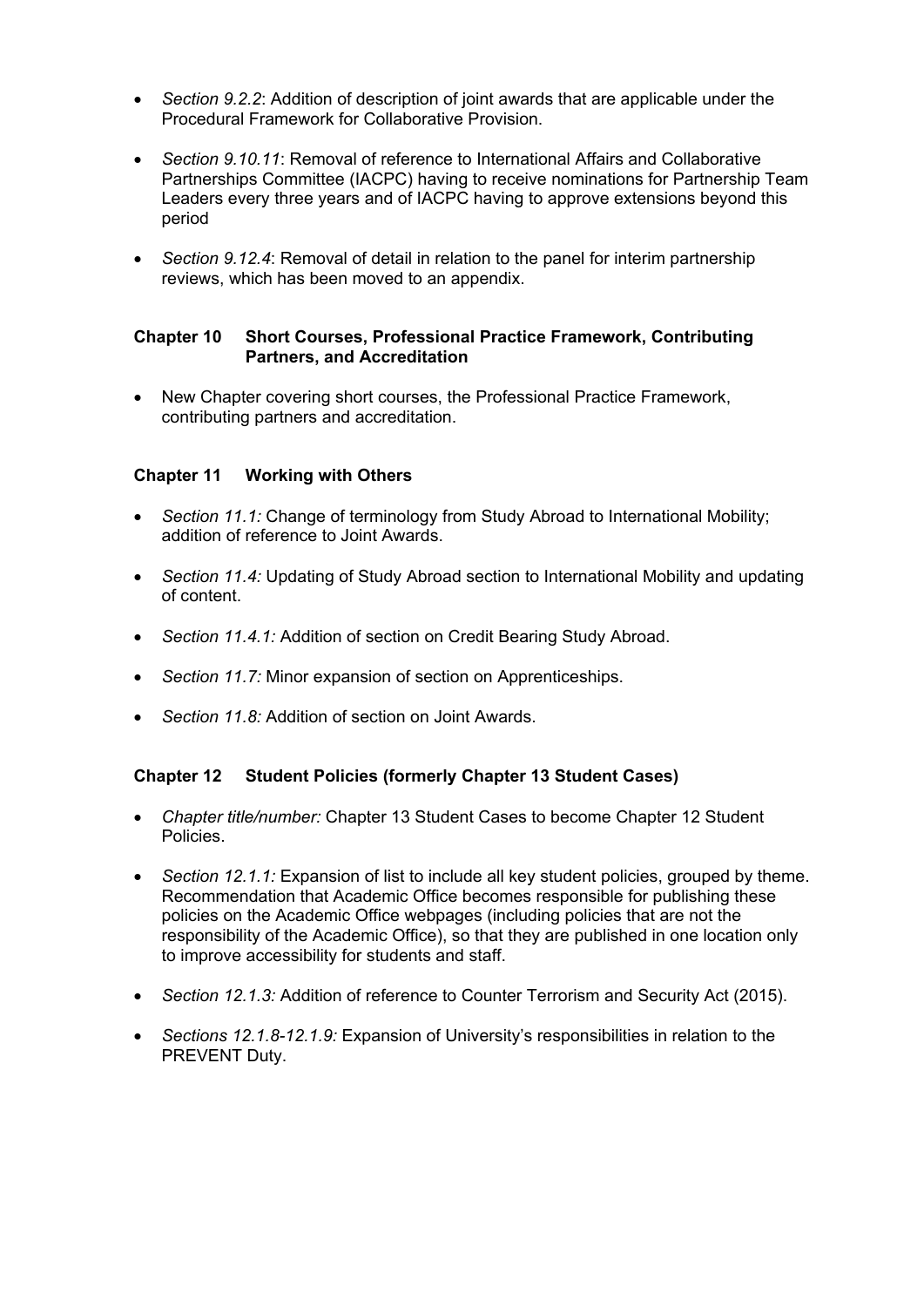- *Section 9.2.2*: Addition of description of joint awards that are applicable under the Procedural Framework for Collaborative Provision.

- *Section 9.10.11*: Removal of reference to International Affairs and Collaborative Partnerships Committee (IACPC) having to receive nominations for Partnership Team Leaders every three years and of IACPC having to approve extensions beyond this period

- *Section 9.12.4*: Removal of detail in relation to the panel for interim partnership reviews, which has been moved to an appendix.

**Chapter 10 Short Courses, Professional Practice Framework, Contributing Partners, and Accreditation**

- New Chapter covering short courses, the Professional Practice Framework, contributing partners and accreditation.

**Chapter 11 Working with Others**

- *Section 11.1:* Change of terminology from Study Abroad to International Mobility; addition of reference to Joint Awards.

- *Section 11.4:* Updating of Study Abroad section to International Mobility and updating of content.

- *Section 11.4.1:* Addition of section on Credit Bearing Study Abroad.

- *Section 11.7:* Minor expansion of section on Apprenticeships.

- *Section 11.8:* Addition of section on Joint Awards.

**Chapter 12 Student Policies (formerly Chapter 13 Student Cases)**

- *Chapter title/number:* Chapter 13 Student Cases to become Chapter 12 Student Policies.

- *Section 12.1.1:* Expansion of list to include all key student policies, grouped by theme. Recommendation that Academic Office becomes responsible for publishing these policies on the Academic Office webpages (including policies that are not the responsibility of the Academic Office), so that they are published in one location only to improve accessibility for students and staff.

- *Section 12.1.3:* Addition of reference to Counter Terrorism and Security Act (2015).

- *Sections 12.1.8-12.1.9:* Expansion of University's responsibilities in relation to the PREVENT Duty.